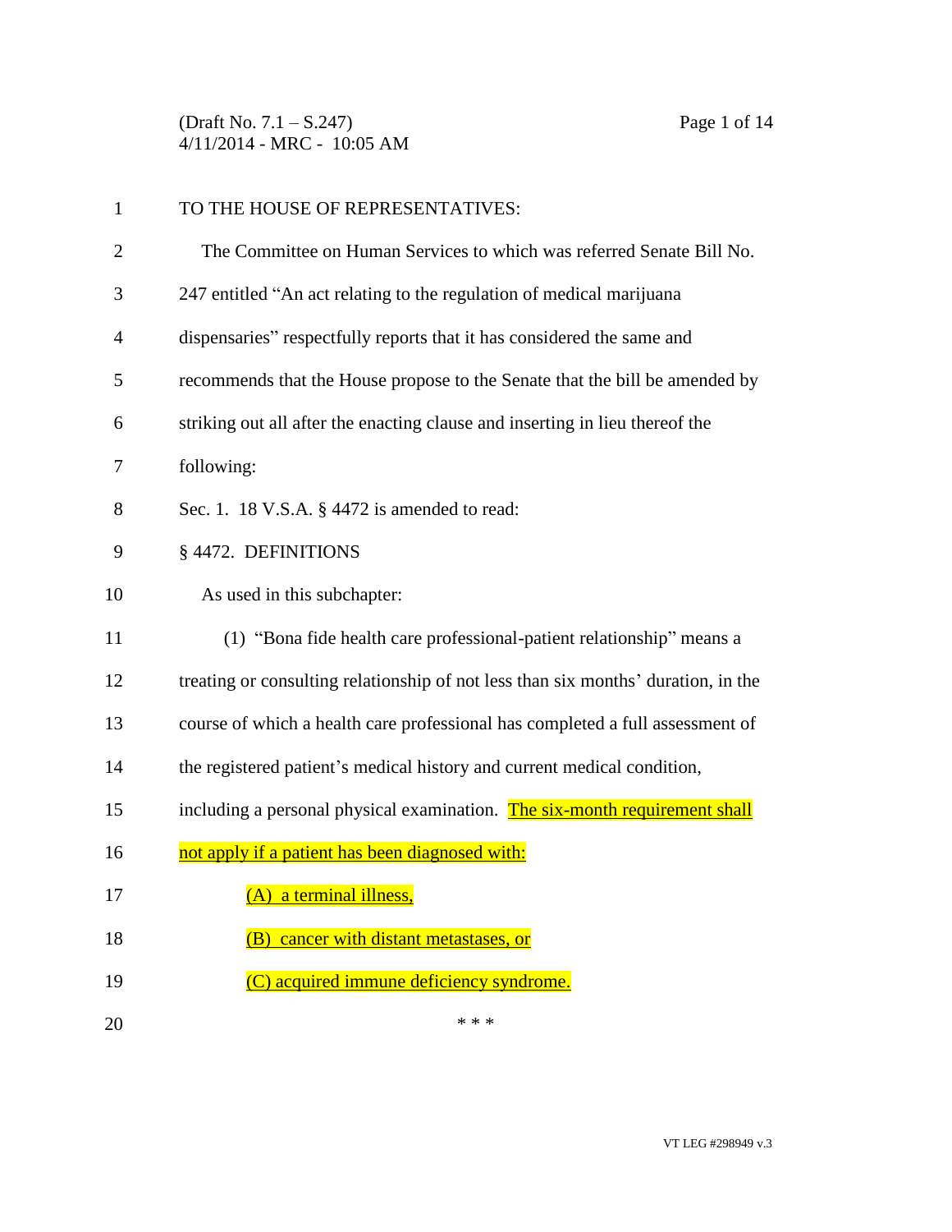TO THE HOUSE OF REPRESENTATIVES:

The Committee on Human Services to which was referred Senate Bill No. 247 entitled "An act relating to the regulation of medical marijuana dispensaries" respectfully reports that it has considered the same and recommends that the House propose to the Senate that the bill be amended by striking out all after the enacting clause and inserting in lieu thereof the following:

Sec. 1. 18 V.S.A. § 4472 is amended to read:

§ 4472. DEFINITIONS

As used in this subchapter:

(1) "Bona fide health care professional-patient relationship" means a treating or consulting relationship of not less than six months' duration, in the course of which a health care professional has completed a full assessment of the registered patient's medical history and current medical condition, including a personal physical examination. The six-month requirement shall not apply if a patient has been diagnosed with:

(A) a terminal illness,

(B) cancer with distant metastases, or

(C) acquired immune deficiency syndrome.

\* \* \*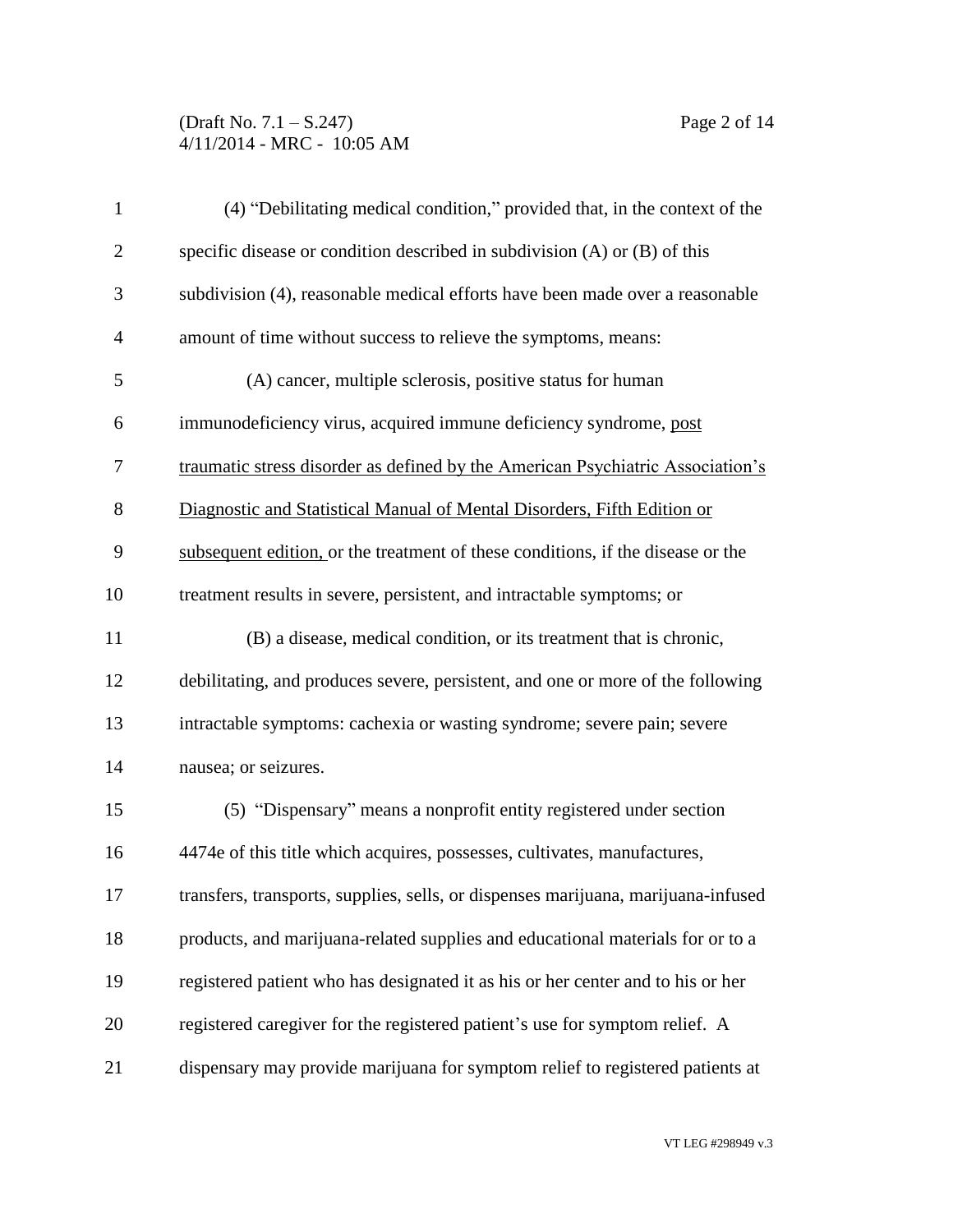(4) "Debilitating medical condition," provided that, in the context of the specific disease or condition described in subdivision (A) or (B) of this subdivision (4), reasonable medical efforts have been made over a reasonable amount of time without success to relieve the symptoms, means:

(A) cancer, multiple sclerosis, positive status for human immunodeficiency virus, acquired immune deficiency syndrome, <u>post traumatic stress disorder as defined by the American Psychiatric Association's Diagnostic and Statistical Manual of Mental Disorders, Fifth Edition or subsequent edition,</u> or the treatment of these conditions, if the disease or the treatment results in severe, persistent, and intractable symptoms; or

(B) a disease, medical condition, or its treatment that is chronic, debilitating, and produces severe, persistent, and one or more of the following intractable symptoms: cachexia or wasting syndrome; severe pain; severe nausea; or seizures.

(5) "Dispensary" means a nonprofit entity registered under section 4474e of this title which acquires, possesses, cultivates, manufactures, transfers, transports, supplies, sells, or dispenses marijuana, marijuana-infused products, and marijuana-related supplies and educational materials for or to a registered patient who has designated it as his or her center and to his or her registered caregiver for the registered patient's use for symptom relief. A dispensary may provide marijuana for symptom relief to registered patients at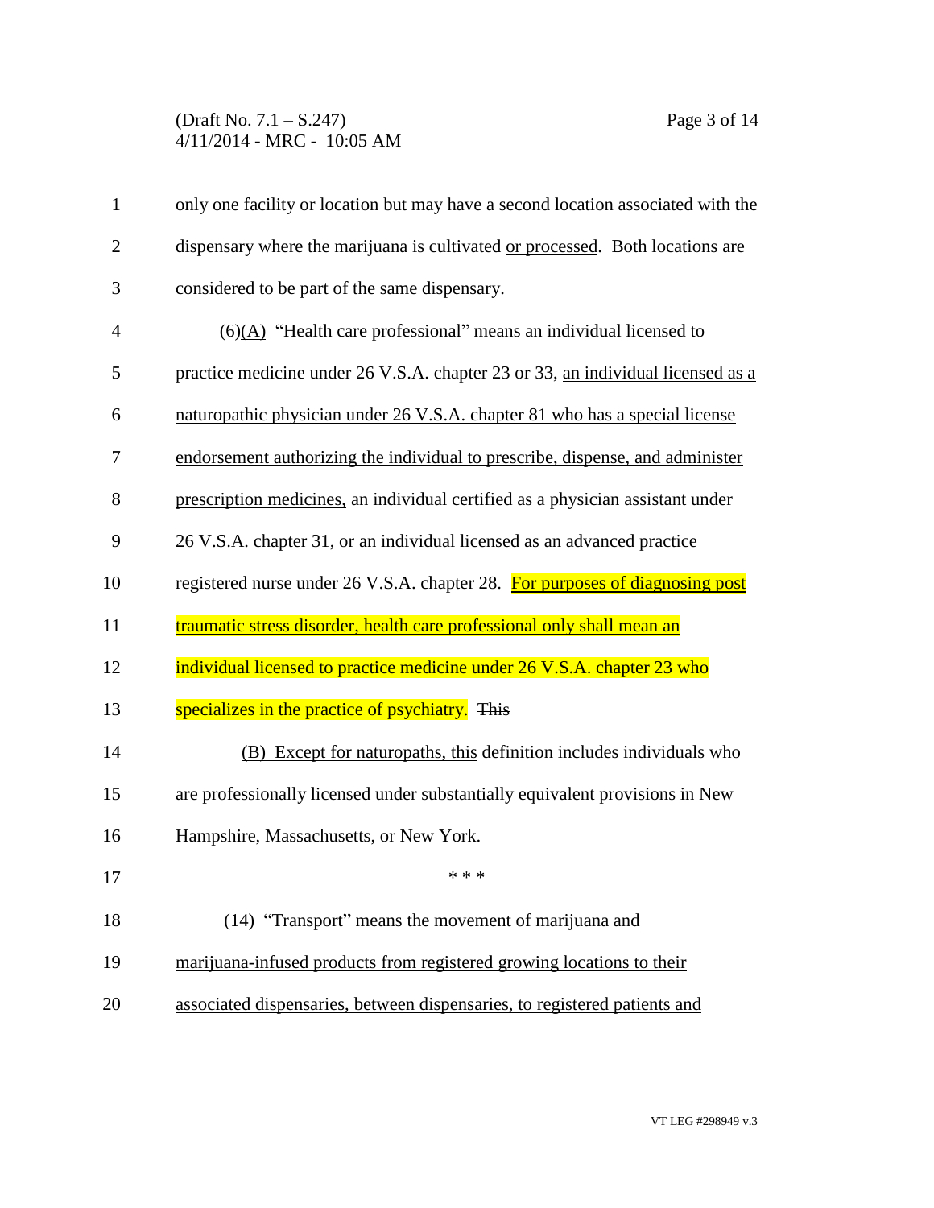only one facility or location but may have a second location associated with the dispensary where the marijuana is cultivated <u>or processed</u>. Both locations are considered to be part of the same dispensary.

(6)<u>(A)</u> "Health care professional" means an individual licensed to practice medicine under 26 V.S.A. chapter 23 or 33, <u>an individual licensed as a naturopathic physician under 26 V.S.A. chapter 81 who has a special license endorsement authorizing the individual to prescribe, dispense, and administer prescription medicines,</u> an individual certified as a physician assistant under 26 V.S.A. chapter 31, or an individual licensed as an advanced practice registered nurse under 26 V.S.A. chapter 28. <u>For purposes of diagnosing post traumatic stress disorder, health care professional only shall mean an individual licensed to practice medicine under 26 V.S.A. chapter 23 who specializes in the practice of psychiatry.</u> ~~This~~

<u>(B) Except for naturopaths, this</u> definition includes individuals who are professionally licensed under substantially equivalent provisions in New Hampshire, Massachusetts, or New York.

\* \* \*

(14) <u>"Transport" means the movement of marijuana and marijuana-infused products from registered growing locations to their associated dispensaries, between dispensaries, to registered patients and</u>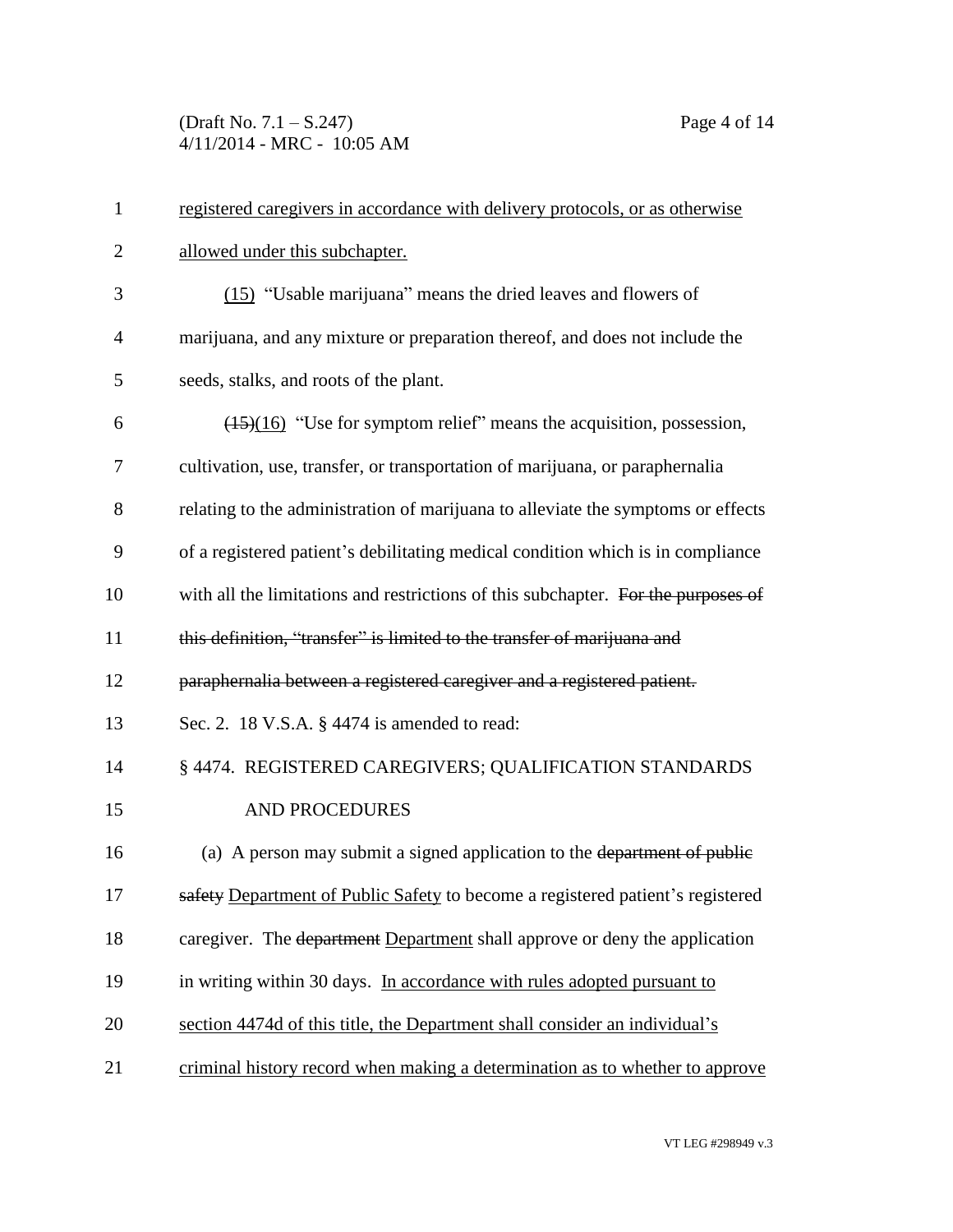registered caregivers in accordance with delivery protocols, or as otherwise allowed under this subchapter.

(15) "Usable marijuana" means the dried leaves and flowers of marijuana, and any mixture or preparation thereof, and does not include the seeds, stalks, and roots of the plant.

~~(15)~~(16) "Use for symptom relief" means the acquisition, possession, cultivation, use, transfer, or transportation of marijuana, or paraphernalia relating to the administration of marijuana to alleviate the symptoms or effects of a registered patient's debilitating medical condition which is in compliance with all the limitations and restrictions of this subchapter. ~~For the purposes of this definition, "transfer" is limited to the transfer of marijuana and paraphernalia between a registered caregiver and a registered patient.~~

Sec. 2. 18 V.S.A. § 4474 is amended to read:

§ 4474. REGISTERED CAREGIVERS; QUALIFICATION STANDARDS AND PROCEDURES

(a) A person may submit a signed application to the ~~department of public safety~~ Department of Public Safety to become a registered patient's registered caregiver. The ~~department~~ Department shall approve or deny the application in writing within 30 days. In accordance with rules adopted pursuant to section 4474d of this title, the Department shall consider an individual's criminal history record when making a determination as to whether to approve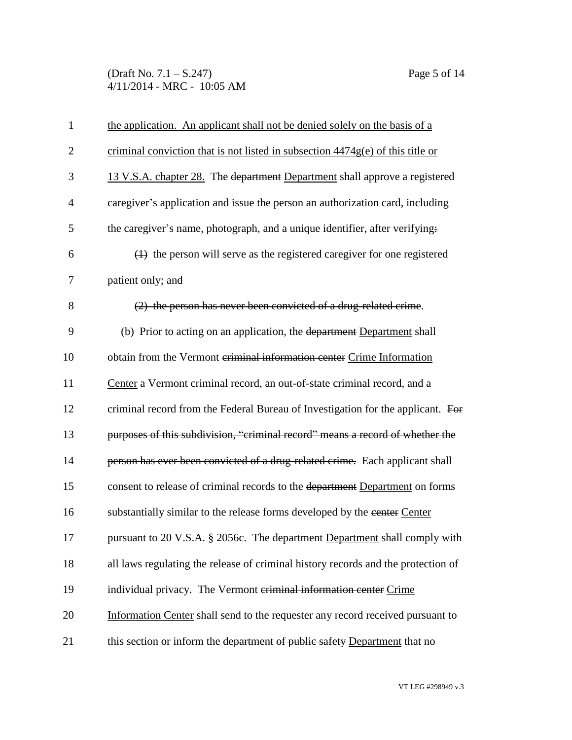the application. An applicant shall not be denied solely on the basis of a criminal conviction that is not listed in subsection 4474g(e) of this title or 13 V.S.A. chapter 28. The ~~department~~ Department shall approve a registered caregiver's application and issue the person an authorization card, including the caregiver's name, photograph, and a unique identifier, after verifying~~:~~

~~(1)~~ the person will serve as the registered caregiver for one registered patient only~~; and~~

~~(2) the person has never been convicted of a drug-related crime~~.

(b) Prior to acting on an application, the ~~department~~ Department shall obtain from the Vermont ~~criminal information center~~ Crime Information Center a Vermont criminal record, an out-of-state criminal record, and a criminal record from the Federal Bureau of Investigation for the applicant. ~~For purposes of this subdivision, "criminal record" means a record of whether the person has ever been convicted of a drug-related crime.~~ Each applicant shall consent to release of criminal records to the ~~department~~ Department on forms substantially similar to the release forms developed by the ~~center~~ Center pursuant to 20 V.S.A. § 2056c. The ~~department~~ Department shall comply with all laws regulating the release of criminal history records and the protection of individual privacy. The Vermont ~~criminal information center~~ Crime Information Center shall send to the requester any record received pursuant to this section or inform the ~~department of public safety~~ Department that no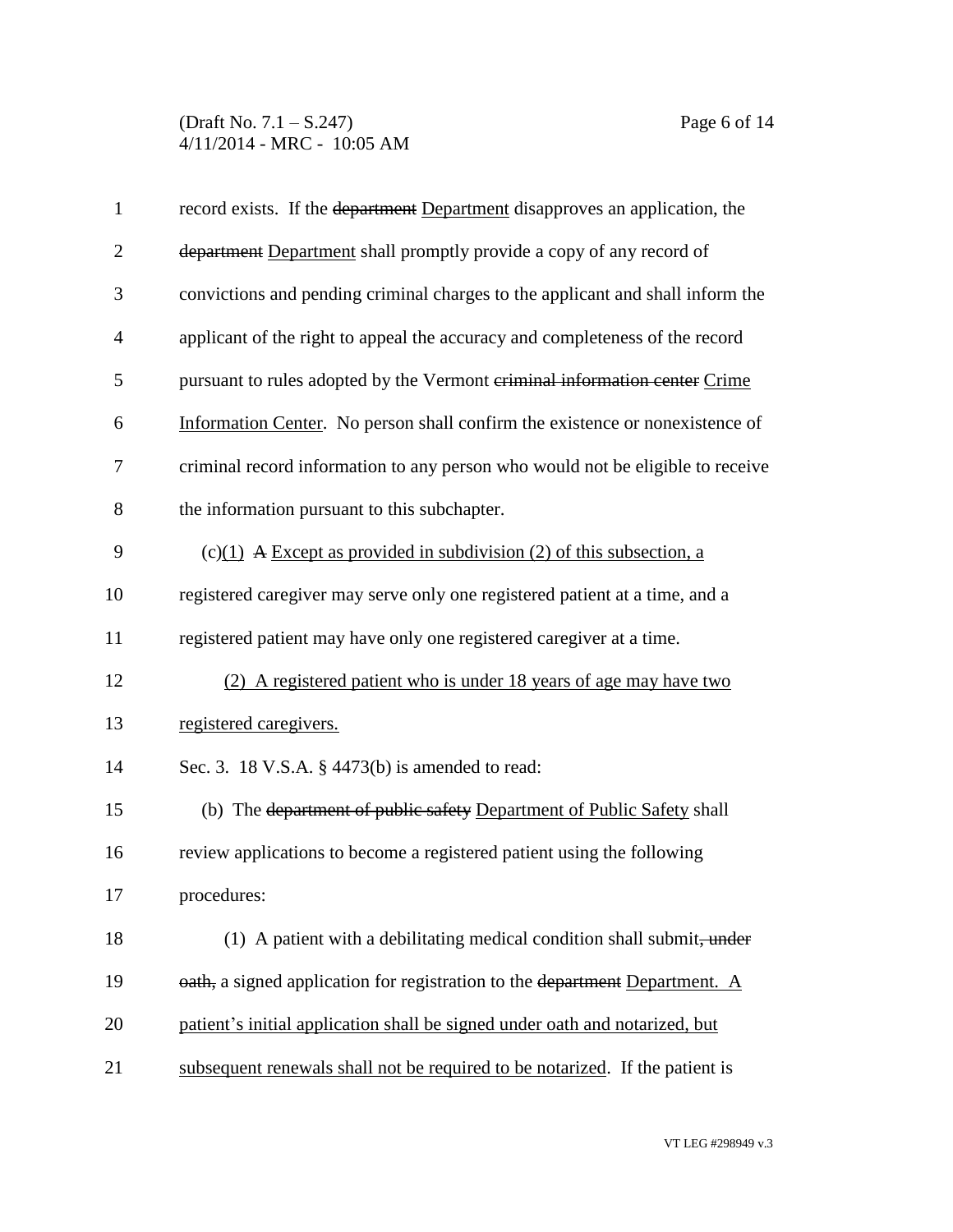record exists. If the ~~department~~ <u>Department</u> disapproves an application, the ~~department~~ <u>Department</u> shall promptly provide a copy of any record of convictions and pending criminal charges to the applicant and shall inform the applicant of the right to appeal the accuracy and completeness of the record pursuant to rules adopted by the Vermont ~~criminal information center~~ <u>Crime Information Center</u>. No person shall confirm the existence or nonexistence of criminal record information to any person who would not be eligible to receive the information pursuant to this subchapter.

(c)<u>(1)</u> ~~A~~ <u>Except as provided in subdivision (2) of this subsection, a</u> registered caregiver may serve only one registered patient at a time, and a registered patient may have only one registered caregiver at a time.

<u>(2) A registered patient who is under 18 years of age may have two registered caregivers.</u>

Sec. 3. 18 V.S.A. § 4473(b) is amended to read:

(b) The ~~department of public safety~~ <u>Department of Public Safety</u> shall review applications to become a registered patient using the following procedures:

(1) A patient with a debilitating medical condition shall submit~~, under oath,~~ a signed application for registration to the ~~department~~ <u>Department. A patient's initial application shall be signed under oath and notarized, but subsequent renewals shall not be required to be notarized</u>. If the patient is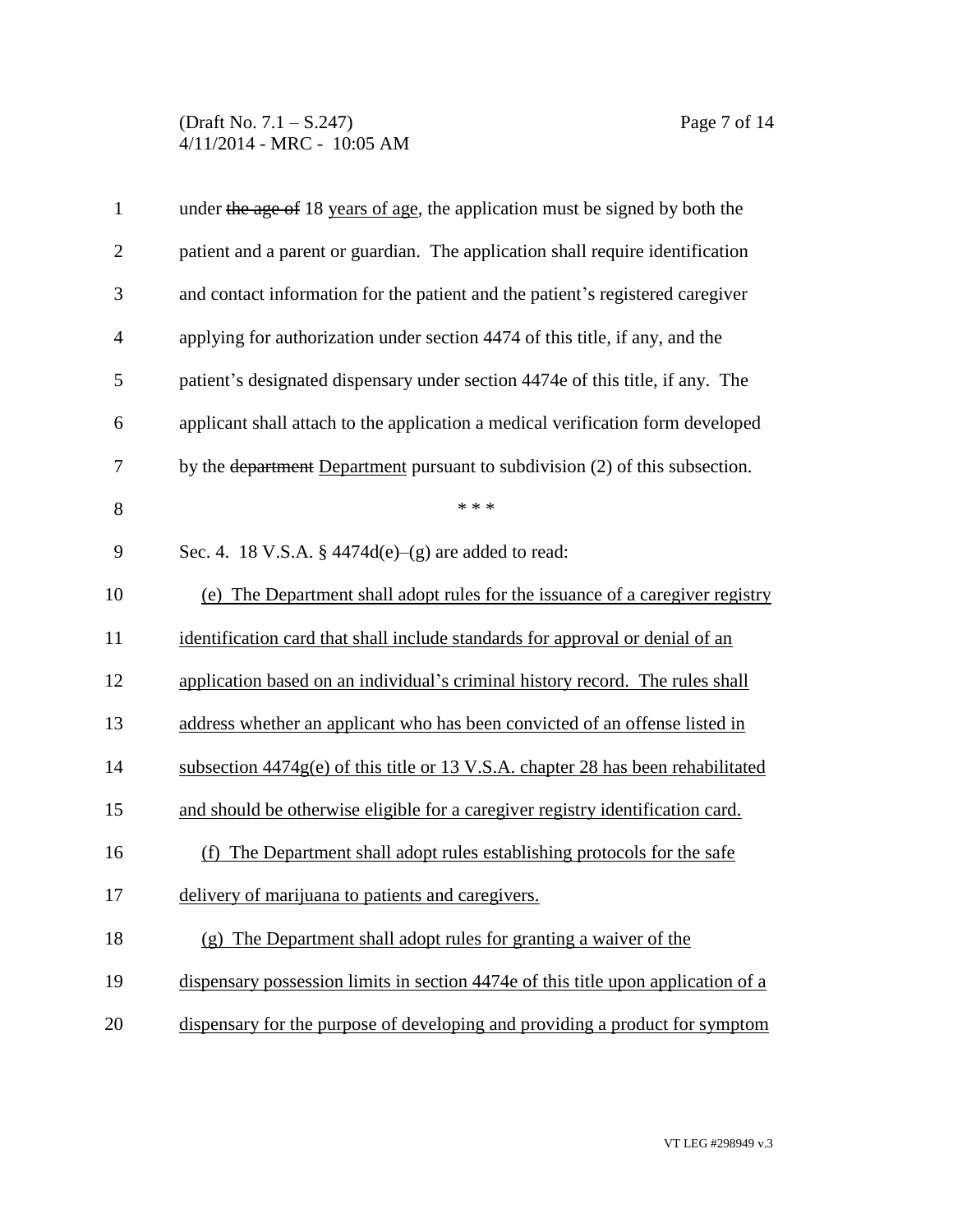under ~~the age of~~ 18 <u>years of age</u>, the application must be signed by both the patient and a parent or guardian. The application shall require identification and contact information for the patient and the patient's registered caregiver applying for authorization under section 4474 of this title, if any, and the patient's designated dispensary under section 4474e of this title, if any. The applicant shall attach to the application a medical verification form developed by the ~~department~~ <u>Department</u> pursuant to subdivision (2) of this subsection.

\* \* \*

Sec. 4. 18 V.S.A. § 4474d(e)–(g) are added to read:

<u>(e) The Department shall adopt rules for the issuance of a caregiver registry identification card that shall include standards for approval or denial of an application based on an individual's criminal history record. The rules shall address whether an applicant who has been convicted of an offense listed in subsection 4474g(e) of this title or 13 V.S.A. chapter 28 has been rehabilitated and should be otherwise eligible for a caregiver registry identification card.</u>

<u>(f) The Department shall adopt rules establishing protocols for the safe delivery of marijuana to patients and caregivers.</u>

<u>(g) The Department shall adopt rules for granting a waiver of the dispensary possession limits in section 4474e of this title upon application of a dispensary for the purpose of developing and providing a product for symptom</u>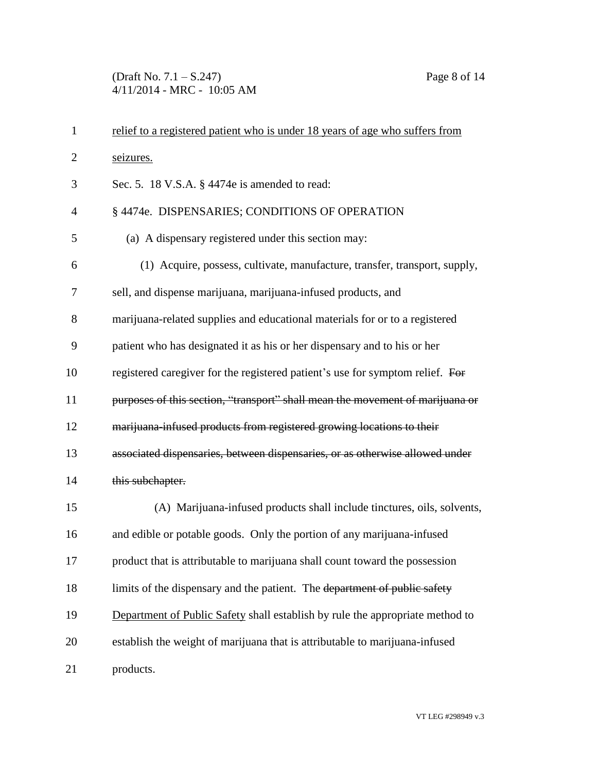relief to a registered patient who is under 18 years of age who suffers from seizures.

Sec. 5. 18 V.S.A. § 4474e is amended to read:

§ 4474e. DISPENSARIES; CONDITIONS OF OPERATION

(a) A dispensary registered under this section may:

(1) Acquire, possess, cultivate, manufacture, transfer, transport, supply, sell, and dispense marijuana, marijuana-infused products, and marijuana-related supplies and educational materials for or to a registered patient who has designated it as his or her dispensary and to his or her registered caregiver for the registered patient's use for symptom relief. ~~For purposes of this section, "transport" shall mean the movement of marijuana or marijuana-infused products from registered growing locations to their associated dispensaries, between dispensaries, or as otherwise allowed under this subchapter.~~

(A) Marijuana-infused products shall include tinctures, oils, solvents, and edible or potable goods. Only the portion of any marijuana-infused product that is attributable to marijuana shall count toward the possession limits of the dispensary and the patient. The ~~department of public safety~~ Department of Public Safety shall establish by rule the appropriate method to establish the weight of marijuana that is attributable to marijuana-infused products.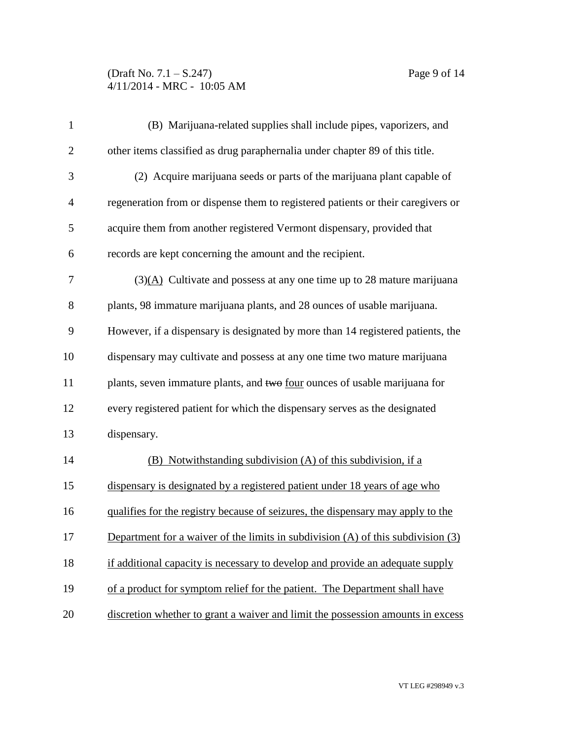(B) Marijuana-related supplies shall include pipes, vaporizers, and other items classified as drug paraphernalia under chapter 89 of this title.

(2) Acquire marijuana seeds or parts of the marijuana plant capable of regeneration from or dispense them to registered patients or their caregivers or acquire them from another registered Vermont dispensary, provided that records are kept concerning the amount and the recipient.

(3)<u>(A)</u> Cultivate and possess at any one time up to 28 mature marijuana plants, 98 immature marijuana plants, and 28 ounces of usable marijuana. However, if a dispensary is designated by more than 14 registered patients, the dispensary may cultivate and possess at any one time two mature marijuana plants, seven immature plants, and ~~two~~ <u>four</u> ounces of usable marijuana for every registered patient for which the dispensary serves as the designated dispensary.

<u>(B) Notwithstanding subdivision (A) of this subdivision, if a dispensary is designated by a registered patient under 18 years of age who qualifies for the registry because of seizures, the dispensary may apply to the Department for a waiver of the limits in subdivision (A) of this subdivision (3) if additional capacity is necessary to develop and provide an adequate supply of a product for symptom relief for the patient. The Department shall have discretion whether to grant a waiver and limit the possession amounts in excess</u>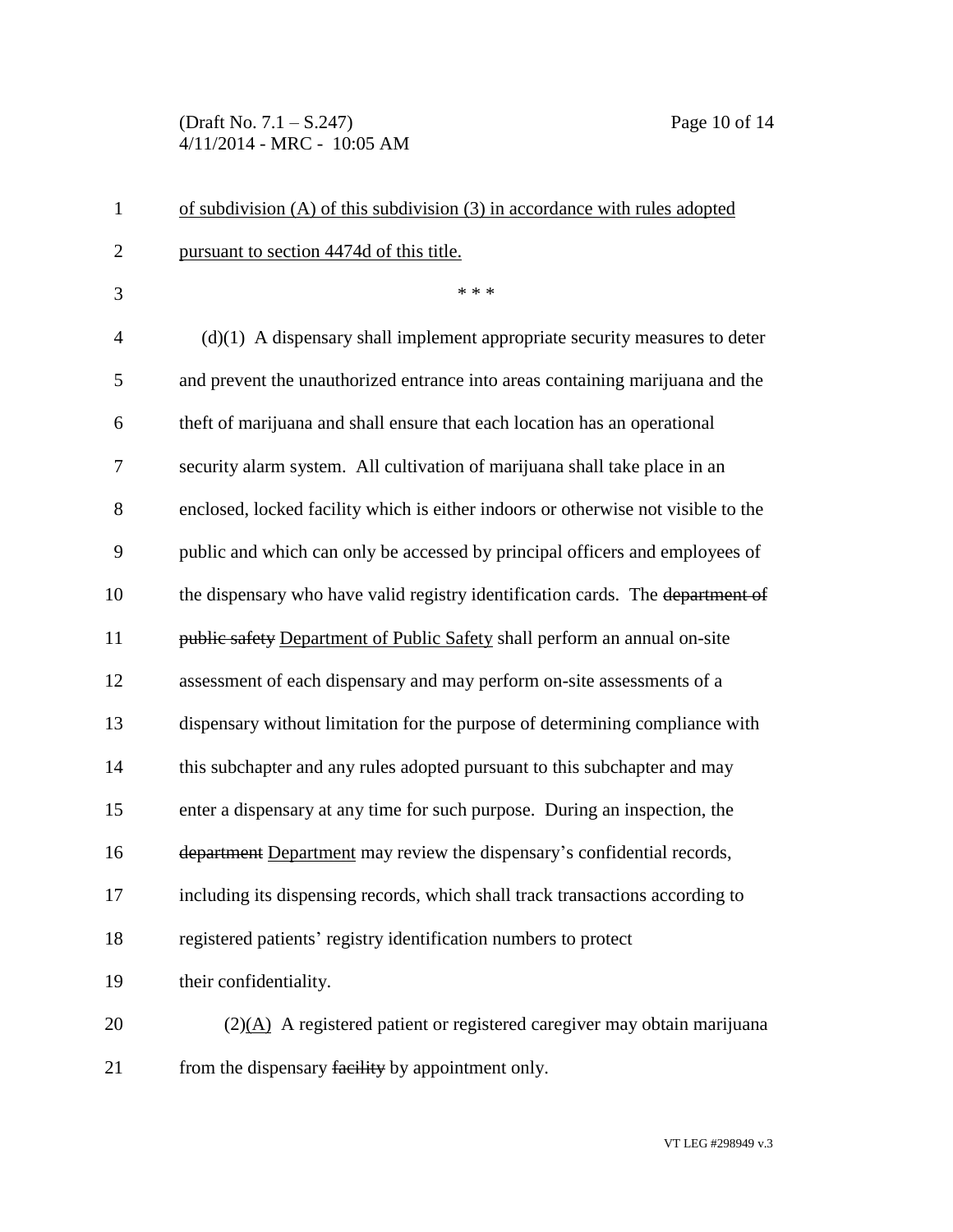<u>of subdivision (A) of this subdivision (3) in accordance with rules adopted pursuant to section 4474d of this title.</u>

\* \* \*

(d)(1) A dispensary shall implement appropriate security measures to deter and prevent the unauthorized entrance into areas containing marijuana and the theft of marijuana and shall ensure that each location has an operational security alarm system. All cultivation of marijuana shall take place in an enclosed, locked facility which is either indoors or otherwise not visible to the public and which can only be accessed by principal officers and employees of the dispensary who have valid registry identification cards. The ~~department of public safety~~ <u>Department of Public Safety</u> shall perform an annual on-site assessment of each dispensary and may perform on-site assessments of a dispensary without limitation for the purpose of determining compliance with this subchapter and any rules adopted pursuant to this subchapter and may enter a dispensary at any time for such purpose. During an inspection, the ~~department~~ <u>Department</u> may review the dispensary's confidential records, including its dispensing records, which shall track transactions according to registered patients' registry identification numbers to protect their confidentiality.

(2)<u>(A)</u> A registered patient or registered caregiver may obtain marijuana from the dispensary ~~facility~~ by appointment only.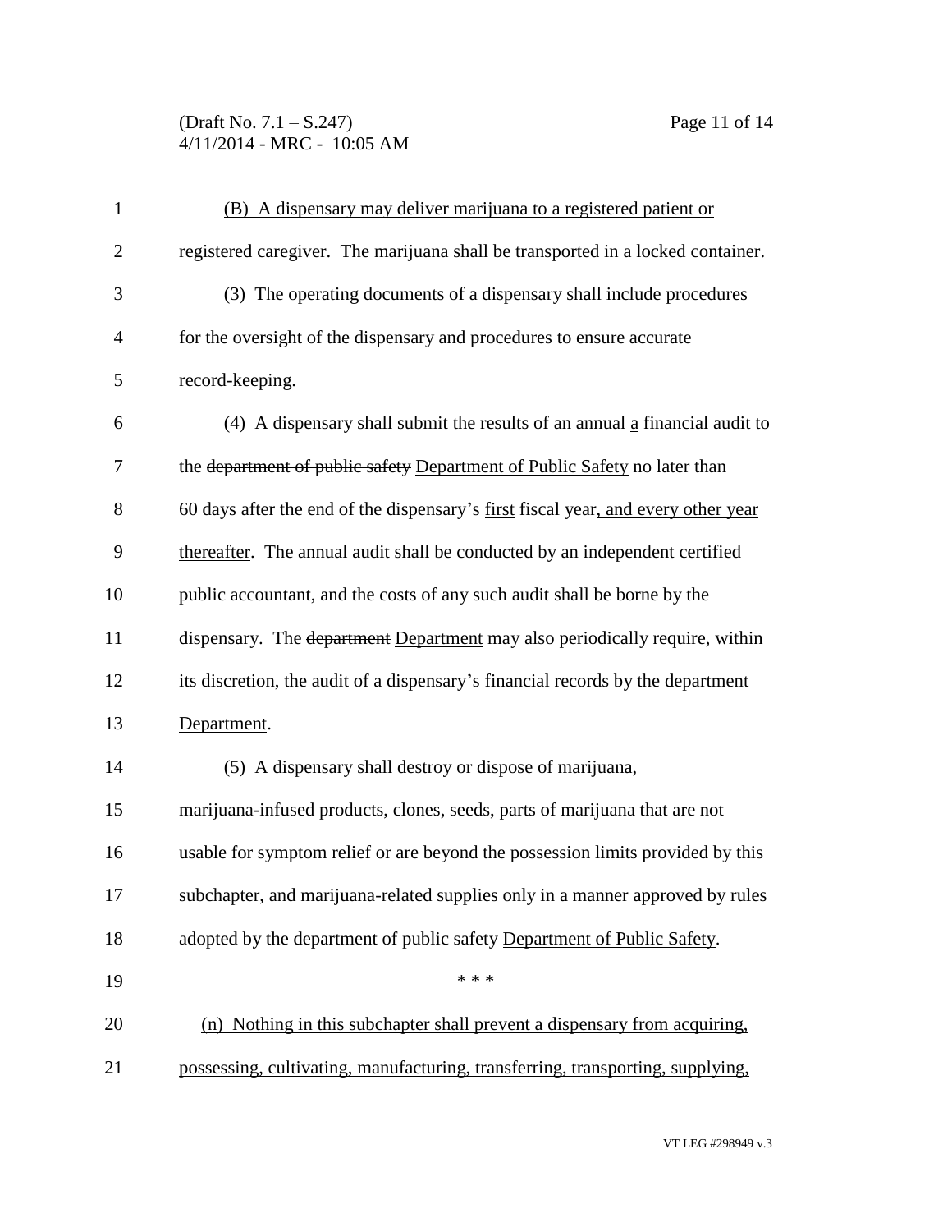(B) A dispensary may deliver marijuana to a registered patient or registered caregiver. The marijuana shall be transported in a locked container.

(3) The operating documents of a dispensary shall include procedures for the oversight of the dispensary and procedures to ensure accurate record-keeping.

(4) A dispensary shall submit the results of ~~an annual~~ a financial audit to the ~~department of public safety~~ Department of Public Safety no later than 60 days after the end of the dispensary's first fiscal year, and every other year thereafter. The ~~annual~~ audit shall be conducted by an independent certified public accountant, and the costs of any such audit shall be borne by the dispensary. The ~~department~~ Department may also periodically require, within its discretion, the audit of a dispensary's financial records by the ~~department~~ Department.

(5) A dispensary shall destroy or dispose of marijuana, marijuana-infused products, clones, seeds, parts of marijuana that are not usable for symptom relief or are beyond the possession limits provided by this subchapter, and marijuana-related supplies only in a manner approved by rules adopted by the ~~department of public safety~~ Department of Public Safety.

\* \* \*

(n) Nothing in this subchapter shall prevent a dispensary from acquiring, possessing, cultivating, manufacturing, transferring, transporting, supplying,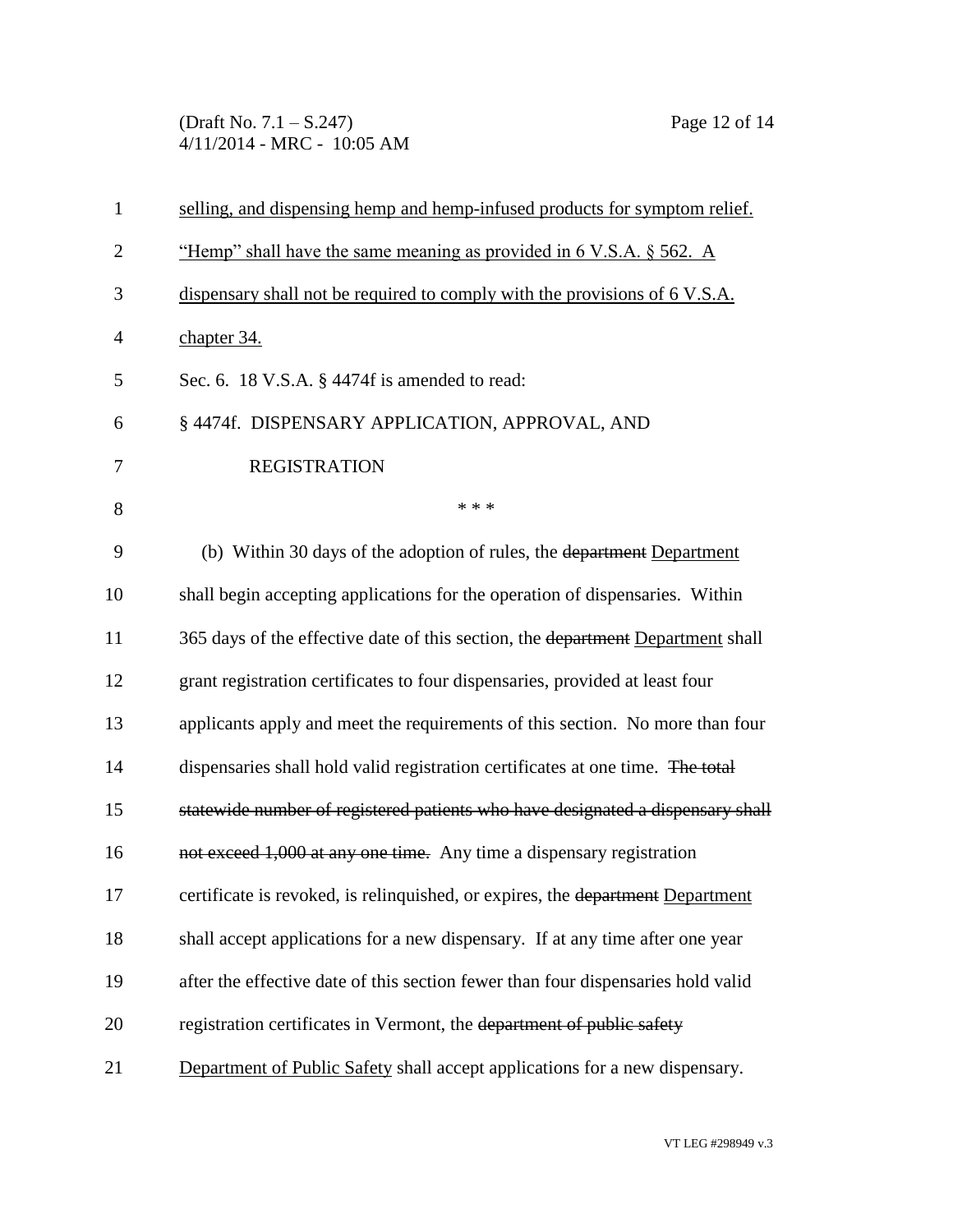selling, and dispensing hemp and hemp-infused products for symptom relief. "Hemp" shall have the same meaning as provided in 6 V.S.A. § 562. A dispensary shall not be required to comply with the provisions of 6 V.S.A. chapter 34.

Sec. 6. 18 V.S.A. § 4474f is amended to read:

§ 4474f. DISPENSARY APPLICATION, APPROVAL, AND REGISTRATION

\* \* \*

(b) Within 30 days of the adoption of rules, the ~~department~~ Department shall begin accepting applications for the operation of dispensaries. Within 365 days of the effective date of this section, the ~~department~~ Department shall grant registration certificates to four dispensaries, provided at least four applicants apply and meet the requirements of this section. No more than four dispensaries shall hold valid registration certificates at one time. ~~The total statewide number of registered patients who have designated a dispensary shall not exceed 1,000 at any one time.~~ Any time a dispensary registration certificate is revoked, is relinquished, or expires, the ~~department~~ Department shall accept applications for a new dispensary. If at any time after one year after the effective date of this section fewer than four dispensaries hold valid registration certificates in Vermont, the ~~department of public safety~~ Department of Public Safety shall accept applications for a new dispensary.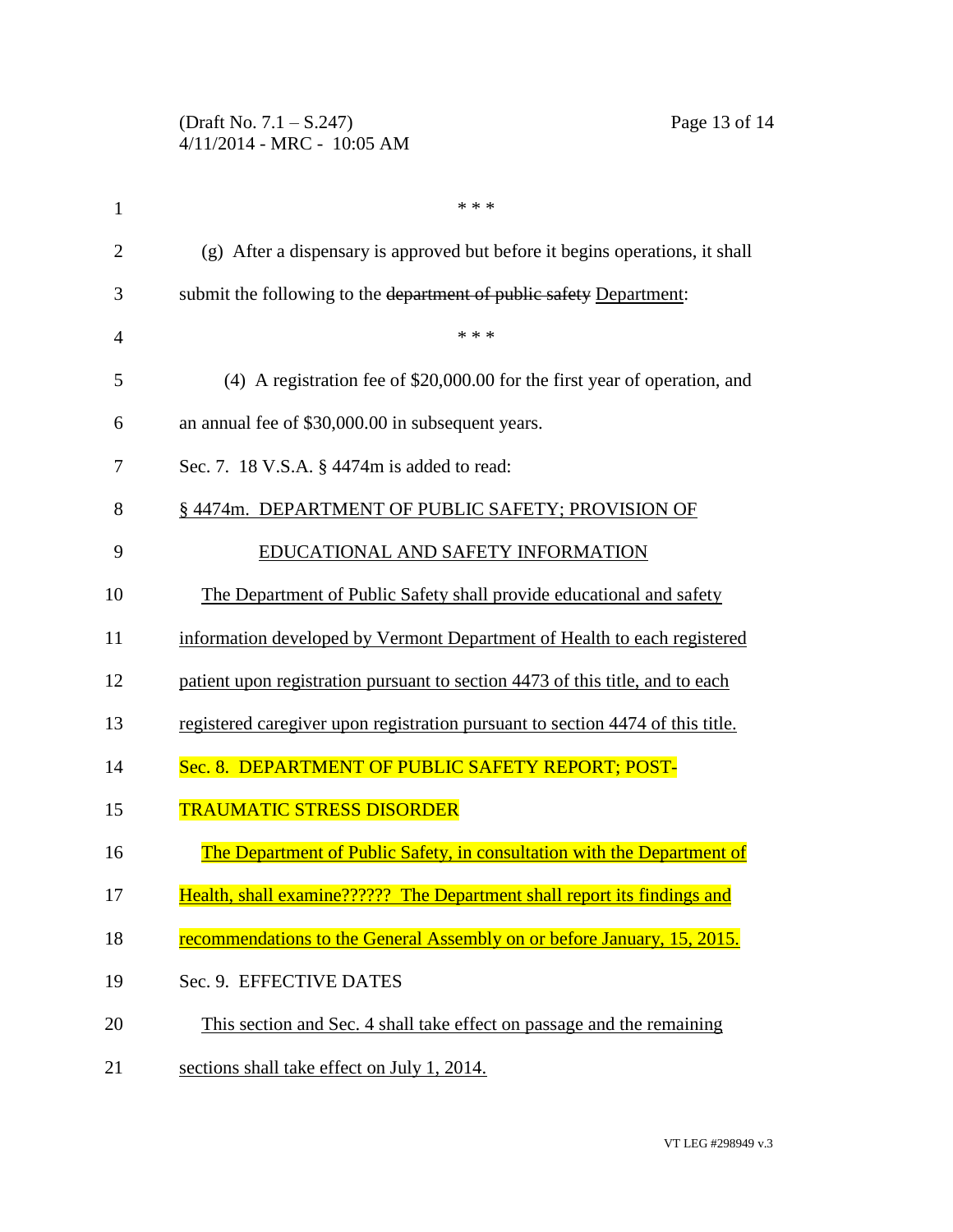\* \* \*

(g) After a dispensary is approved but before it begins operations, it shall submit the following to the ~~department of public safety~~ Department:

\* \* \*

(4) A registration fee of $20,000.00 for the first year of operation, and an annual fee of $30,000.00 in subsequent years.

Sec. 7. 18 V.S.A. § 4474m is added to read:

§ 4474m. DEPARTMENT OF PUBLIC SAFETY; PROVISION OF EDUCATIONAL AND SAFETY INFORMATION

The Department of Public Safety shall provide educational and safety information developed by Vermont Department of Health to each registered patient upon registration pursuant to section 4473 of this title, and to each registered caregiver upon registration pursuant to section 4474 of this title.

Sec. 8. DEPARTMENT OF PUBLIC SAFETY REPORT; POST-TRAUMATIC STRESS DISORDER

The Department of Public Safety, in consultation with the Department of Health, shall examine?????? The Department shall report its findings and recommendations to the General Assembly on or before January, 15, 2015.

Sec. 9. EFFECTIVE DATES

This section and Sec. 4 shall take effect on passage and the remaining sections shall take effect on July 1, 2014.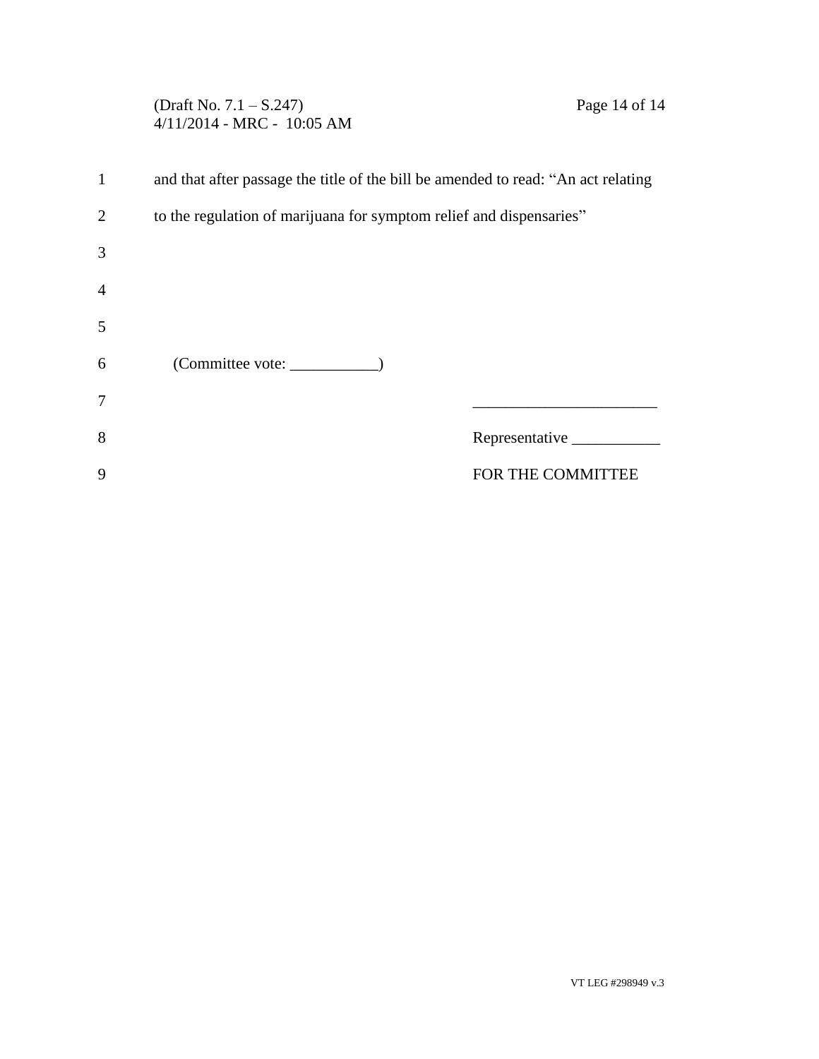and that after passage the title of the bill be amended to read: "An act relating to the regulation of marijuana for symptom relief and dispensaries"

(Committee vote: ___________)

_______________________

Representative ___________

FOR THE COMMITTEE